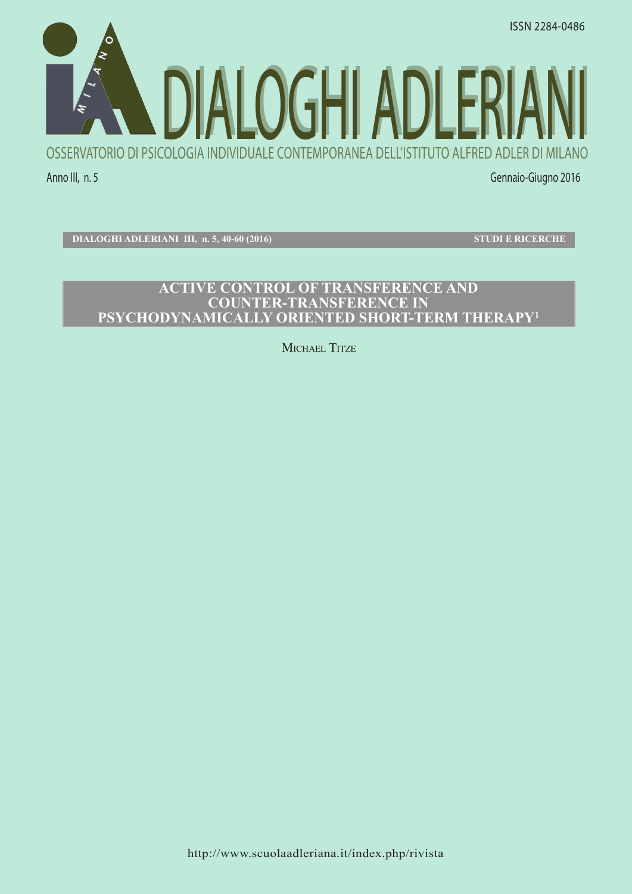ISSN 2284-0486

# DIALOGHI ADLERIANI

OSSERVATORIO DI PSICOLOGIA INDIVIDUALE CONTEMPORANEA DELL'ISTITUTO ALFRED ADLER DI MILANO

Anno III, n. 5 — Gennaio-Giugno 2016

**DIALOGHI ADLERIANI III, n. 5, 40-60 (2016)** — **STUDI E RICERCHE**

## ACTIVE CONTROL OF TRANSFERENCE AND COUNTER-TRANSFERENCE IN PSYCHODYNAMICALLY ORIENTED SHORT-TERM THERAPY[1]

MICHAEL TITZE

http://www.scuolaadleriana.it/index.php/rivista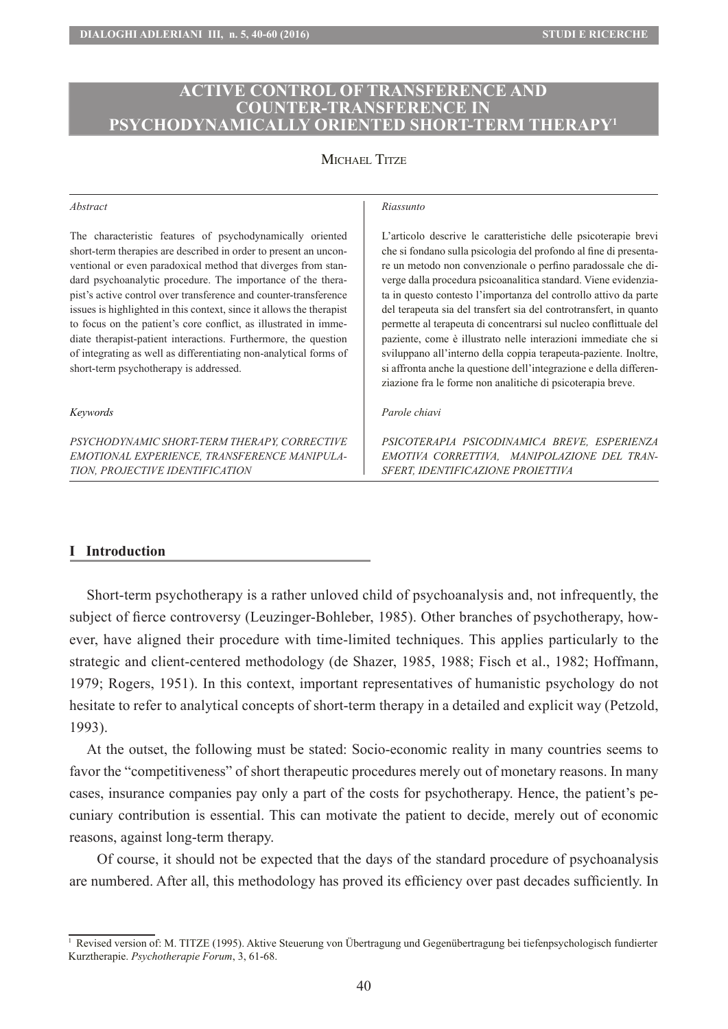# ACTIVE CONTROL OF TRANSFERENCE AND COUNTER-TRANSFERENCE IN PSYCHODYNAMICALLY ORIENTED SHORT-TERM THERAPY[1]

Michael Titze

*Abstract*

The characteristic features of psychodynamically oriented short-term therapies are described in order to present an unconventional or even paradoxical method that diverges from standard psychoanalytic procedure. The importance of the therapist's active control over transference and counter-transference issues is highlighted in this context, since it allows the therapist to focus on the patient's core conflict, as illustrated in immediate therapist-patient interactions. Furthermore, the question of integrating as well as differentiating non-analytical forms of short-term psychotherapy is addressed.

*Keywords*

*PSYCHODYNAMIC SHORT-TERM THERAPY, CORRECTIVE EMOTIONAL EXPERIENCE, TRANSFERENCE MANIPULATION, PROJECTIVE IDENTIFICATION*

*Riassunto*

L'articolo descrive le caratteristiche delle psicoterapie brevi che si fondano sulla psicologia del profondo al fine di presentare un metodo non convenzionale o perfino paradossale che diverge dalla procedura psicoanalitica standard. Viene evidenziata in questo contesto l'importanza del controllo attivo da parte del terapeuta sia del transfert sia del controtransfert, in quanto permette al terapeuta di concentrarsi sul nucleo conflittuale del paziente, come è illustrato nelle interazioni immediate che si sviluppano all'interno della coppia terapeuta-paziente. Inoltre, si affronta anche la questione dell'integrazione e della differenziazione fra le forme non analitiche di psicoterapia breve.

*Parole chiavi*

*PSICOTERAPIA PSICODINAMICA BREVE, ESPERIENZA EMOTIVA CORRETTIVA, MANIPOLAZIONE DEL TRANSFERT, IDENTIFICAZIONE PROIETTIVA*

## I Introduction

Short-term psychotherapy is a rather unloved child of psychoanalysis and, not infrequently, the subject of fierce controversy (Leuzinger-Bohleber, 1985). Other branches of psychotherapy, however, have aligned their procedure with time-limited techniques. This applies particularly to the strategic and client-centered methodology (de Shazer, 1985, 1988; Fisch et al., 1982; Hoffmann, 1979; Rogers, 1951). In this context, important representatives of humanistic psychology do not hesitate to refer to analytical concepts of short-term therapy in a detailed and explicit way (Petzold, 1993).

At the outset, the following must be stated: Socio-economic reality in many countries seems to favor the "competitiveness" of short therapeutic procedures merely out of monetary reasons. In many cases, insurance companies pay only a part of the costs for psychotherapy. Hence, the patient's pecuniary contribution is essential. This can motivate the patient to decide, merely out of economic reasons, against long-term therapy.

Of course, it should not be expected that the days of the standard procedure of psychoanalysis are numbered. After all, this methodology has proved its efficiency over past decades sufficiently. In

[1] Revised version of: M. TITZE (1995). Aktive Steuerung von Übertragung und Gegenübertragung bei tiefenpsychologisch fundierter Kurztherapie. *Psychotherapie Forum*, 3, 61-68.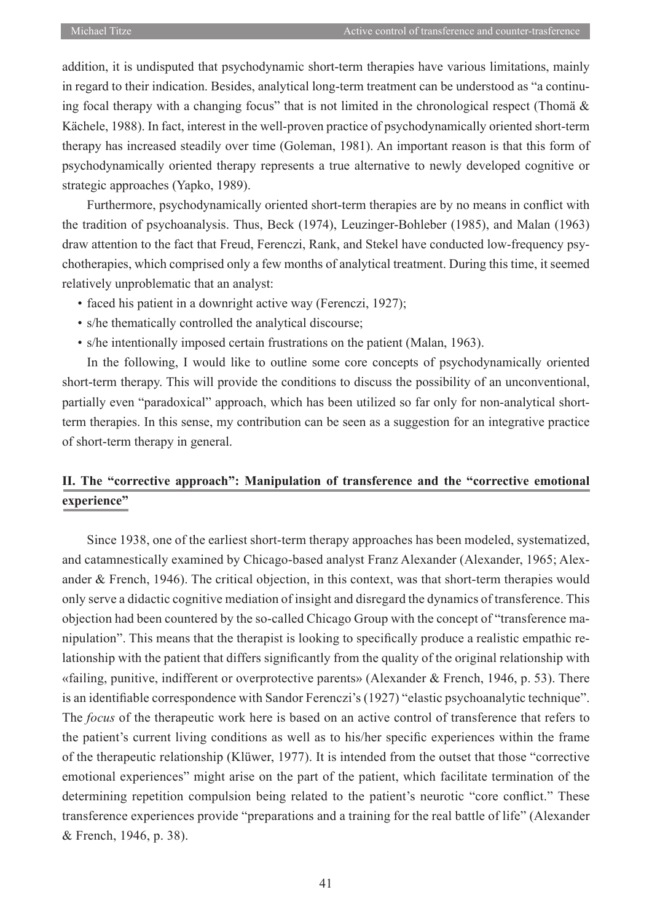addition, it is undisputed that psychodynamic short-term therapies have various limitations, mainly in regard to their indication. Besides, analytical long-term treatment can be understood as "a continuing focal therapy with a changing focus" that is not limited in the chronological respect (Thomä & Kächele, 1988). In fact, interest in the well-proven practice of psychodynamically oriented short-term therapy has increased steadily over time (Goleman, 1981). An important reason is that this form of psychodynamically oriented therapy represents a true alternative to newly developed cognitive or strategic approaches (Yapko, 1989).

Furthermore, psychodynamically oriented short-term therapies are by no means in conflict with the tradition of psychoanalysis. Thus, Beck (1974), Leuzinger-Bohleber (1985), and Malan (1963) draw attention to the fact that Freud, Ferenczi, Rank, and Stekel have conducted low-frequency psychotherapies, which comprised only a few months of analytical treatment. During this time, it seemed relatively unproblematic that an analyst:

- faced his patient in a downright active way (Ferenczi, 1927);
- s/he thematically controlled the analytical discourse;
- s/he intentionally imposed certain frustrations on the patient (Malan, 1963).

In the following, I would like to outline some core concepts of psychodynamically oriented short-term therapy. This will provide the conditions to discuss the possibility of an unconventional, partially even "paradoxical" approach, which has been utilized so far only for non-analytical short-term therapies. In this sense, my contribution can be seen as a suggestion for an integrative practice of short-term therapy in general.

## II. The "corrective approach": Manipulation of transference and the "corrective emotional experience"

Since 1938, one of the earliest short-term therapy approaches has been modeled, systematized, and catamnestically examined by Chicago-based analyst Franz Alexander (Alexander, 1965; Alexander & French, 1946). The critical objection, in this context, was that short-term therapies would only serve a didactic cognitive mediation of insight and disregard the dynamics of transference. This objection had been countered by the so-called Chicago Group with the concept of "transference manipulation". This means that the therapist is looking to specifically produce a realistic empathic relationship with the patient that differs significantly from the quality of the original relationship with «failing, punitive, indifferent or overprotective parents» (Alexander & French, 1946, p. 53). There is an identifiable correspondence with Sandor Ferenczi's (1927) "elastic psychoanalytic technique". The *focus* of the therapeutic work here is based on an active control of transference that refers to the patient's current living conditions as well as to his/her specific experiences within the frame of the therapeutic relationship (Klüwer, 1977). It is intended from the outset that those "corrective emotional experiences" might arise on the part of the patient, which facilitate termination of the determining repetition compulsion being related to the patient's neurotic "core conflict." These transference experiences provide "preparations and a training for the real battle of life" (Alexander & French, 1946, p. 38).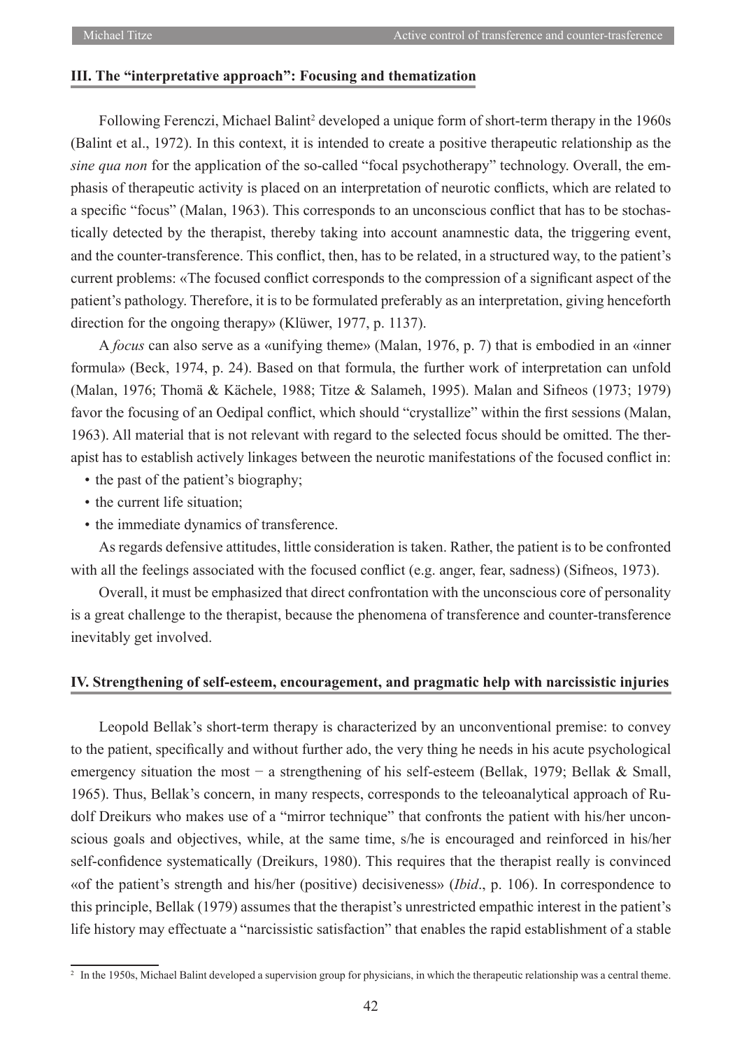### III. The "interpretative approach": Focusing and thematization

Following Ferenczi, Michael Balint[2] developed a unique form of short-term therapy in the 1960s (Balint et al., 1972). In this context, it is intended to create a positive therapeutic relationship as the *sine qua non* for the application of the so-called "focal psychotherapy" technology. Overall, the emphasis of therapeutic activity is placed on an interpretation of neurotic conflicts, which are related to a specific "focus" (Malan, 1963). This corresponds to an unconscious conflict that has to be stochastically detected by the therapist, thereby taking into account anamnestic data, the triggering event, and the counter-transference. This conflict, then, has to be related, in a structured way, to the patient's current problems: «The focused conflict corresponds to the compression of a significant aspect of the patient's pathology. Therefore, it is to be formulated preferably as an interpretation, giving henceforth direction for the ongoing therapy» (Klüwer, 1977, p. 1137).

A *focus* can also serve as a «unifying theme» (Malan, 1976, p. 7) that is embodied in an «inner formula» (Beck, 1974, p. 24). Based on that formula, the further work of interpretation can unfold (Malan, 1976; Thomä & Kächele, 1988; Titze & Salameh, 1995). Malan and Sifneos (1973; 1979) favor the focusing of an Oedipal conflict, which should "crystallize" within the first sessions (Malan, 1963). All material that is not relevant with regard to the selected focus should be omitted. The therapist has to establish actively linkages between the neurotic manifestations of the focused conflict in:

- the past of the patient's biography;
- the current life situation;
- the immediate dynamics of transference.

As regards defensive attitudes, little consideration is taken. Rather, the patient is to be confronted with all the feelings associated with the focused conflict (e.g. anger, fear, sadness) (Sifneos, 1973).

Overall, it must be emphasized that direct confrontation with the unconscious core of personality is a great challenge to the therapist, because the phenomena of transference and counter-transference inevitably get involved.

### IV. Strengthening of self-esteem, encouragement, and pragmatic help with narcissistic injuries

Leopold Bellak's short-term therapy is characterized by an unconventional premise: to convey to the patient, specifically and without further ado, the very thing he needs in his acute psychological emergency situation the most − a strengthening of his self-esteem (Bellak, 1979; Bellak & Small, 1965). Thus, Bellak's concern, in many respects, corresponds to the teleoanalytical approach of Rudolf Dreikurs who makes use of a "mirror technique" that confronts the patient with his/her unconscious goals and objectives, while, at the same time, s/he is encouraged and reinforced in his/her self-confidence systematically (Dreikurs, 1980). This requires that the therapist really is convinced «of the patient's strength and his/her (positive) decisiveness» (*Ibid*., p. 106). In correspondence to this principle, Bellak (1979) assumes that the therapist's unrestricted empathic interest in the patient's life history may effectuate a "narcissistic satisfaction" that enables the rapid establishment of a stable

[2] In the 1950s, Michael Balint developed a supervision group for physicians, in which the therapeutic relationship was a central theme.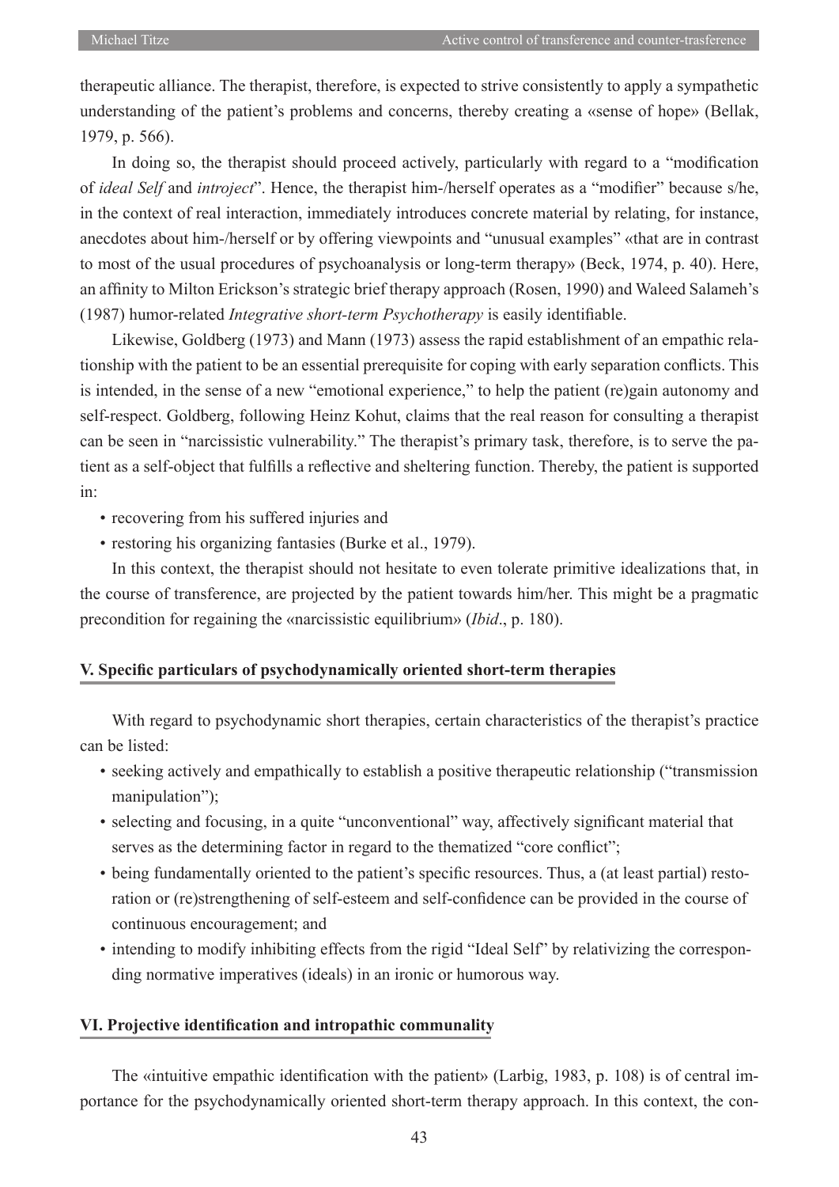therapeutic alliance. The therapist, therefore, is expected to strive consistently to apply a sympathetic understanding of the patient's problems and concerns, thereby creating a «sense of hope» (Bellak, 1979, p. 566).

In doing so, the therapist should proceed actively, particularly with regard to a "modification of *ideal Self* and *introject*". Hence, the therapist him-/herself operates as a "modifier" because s/he, in the context of real interaction, immediately introduces concrete material by relating, for instance, anecdotes about him-/herself or by offering viewpoints and "unusual examples" «that are in contrast to most of the usual procedures of psychoanalysis or long-term therapy» (Beck, 1974, p. 40). Here, an affinity to Milton Erickson's strategic brief therapy approach (Rosen, 1990) and Waleed Salameh's (1987) humor-related *Integrative short-term Psychotherapy* is easily identifiable.

Likewise, Goldberg (1973) and Mann (1973) assess the rapid establishment of an empathic relationship with the patient to be an essential prerequisite for coping with early separation conflicts. This is intended, in the sense of a new "emotional experience," to help the patient (re)gain autonomy and self-respect. Goldberg, following Heinz Kohut, claims that the real reason for consulting a therapist can be seen in "narcissistic vulnerability." The therapist's primary task, therefore, is to serve the patient as a self-object that fulfills a reflective and sheltering function. Thereby, the patient is supported in:

- recovering from his suffered injuries and
- restoring his organizing fantasies (Burke et al., 1979).

In this context, the therapist should not hesitate to even tolerate primitive idealizations that, in the course of transference, are projected by the patient towards him/her. This might be a pragmatic precondition for regaining the «narcissistic equilibrium» (*Ibid*., p. 180).

## V. Specific particulars of psychodynamically oriented short-term therapies

With regard to psychodynamic short therapies, certain characteristics of the therapist's practice can be listed:

- seeking actively and empathically to establish a positive therapeutic relationship ("transmission manipulation");
- selecting and focusing, in a quite "unconventional" way, affectively significant material that serves as the determining factor in regard to the thematized "core conflict";
- being fundamentally oriented to the patient's specific resources. Thus, a (at least partial) restoration or (re)strengthening of self-esteem and self-confidence can be provided in the course of continuous encouragement; and
- intending to modify inhibiting effects from the rigid "Ideal Self" by relativizing the corresponding normative imperatives (ideals) in an ironic or humorous way.

## VI. Projective identification and intropathic communality

The «intuitive empathic identification with the patient» (Larbig, 1983, p. 108) is of central importance for the psychodynamically oriented short-term therapy approach. In this context, the con-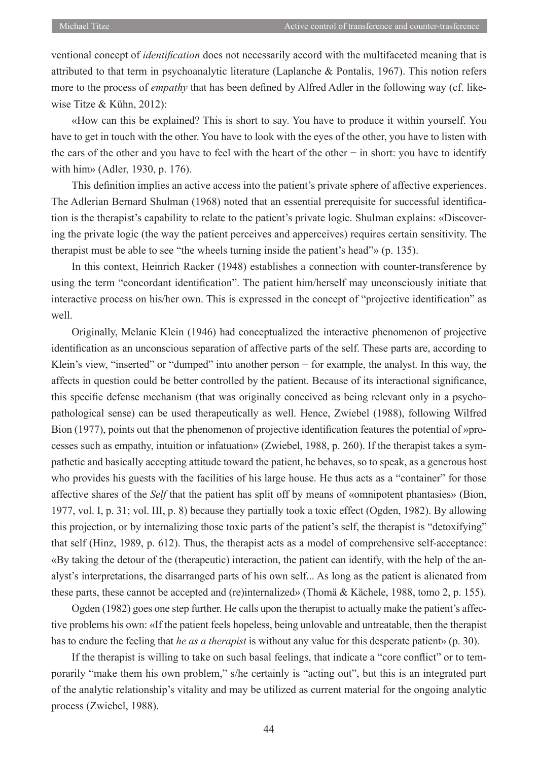ventional concept of *identification* does not necessarily accord with the multifaceted meaning that is attributed to that term in psychoanalytic literature (Laplanche & Pontalis, 1967). This notion refers more to the process of *empathy* that has been defined by Alfred Adler in the following way (cf. likewise Titze & Kühn, 2012):

«How can this be explained? This is short to say. You have to produce it within yourself. You have to get in touch with the other. You have to look with the eyes of the other, you have to listen with the ears of the other and you have to feel with the heart of the other − in short: you have to identify with him» (Adler, 1930, p. 176).

This definition implies an active access into the patient's private sphere of affective experiences. The Adlerian Bernard Shulman (1968) noted that an essential prerequisite for successful identification is the therapist's capability to relate to the patient's private logic. Shulman explains: «Discovering the private logic (the way the patient perceives and apperceives) requires certain sensitivity. The therapist must be able to see "the wheels turning inside the patient's head"» (p. 135).

In this context, Heinrich Racker (1948) establishes a connection with counter-transference by using the term "concordant identification". The patient him/herself may unconsciously initiate that interactive process on his/her own. This is expressed in the concept of "projective identification" as well.

Originally, Melanie Klein (1946) had conceptualized the interactive phenomenon of projective identification as an unconscious separation of affective parts of the self. These parts are, according to Klein's view, "inserted" or "dumped" into another person − for example, the analyst. In this way, the affects in question could be better controlled by the patient. Because of its interactional significance, this specific defense mechanism (that was originally conceived as being relevant only in a psychopathological sense) can be used therapeutically as well. Hence, Zwiebel (1988), following Wilfred Bion (1977), points out that the phenomenon of projective identification features the potential of »processes such as empathy, intuition or infatuation» (Zwiebel, 1988, p. 260). If the therapist takes a sympathetic and basically accepting attitude toward the patient, he behaves, so to speak, as a generous host who provides his guests with the facilities of his large house. He thus acts as a "container" for those affective shares of the *Self* that the patient has split off by means of «omnipotent phantasies» (Bion, 1977, vol. I, p. 31; vol. III, p. 8) because they partially took a toxic effect (Ogden, 1982). By allowing this projection, or by internalizing those toxic parts of the patient's self, the therapist is "detoxifying" that self (Hinz, 1989, p. 612). Thus, the therapist acts as a model of comprehensive self-acceptance: «By taking the detour of the (therapeutic) interaction, the patient can identify, with the help of the analyst's interpretations, the disarranged parts of his own self... As long as the patient is alienated from these parts, these cannot be accepted and (re)internalized» (Thomä & Kächele, 1988, tomo 2, p. 155).

Ogden (1982) goes one step further. He calls upon the therapist to actually make the patient's affective problems his own: «If the patient feels hopeless, being unlovable and untreatable, then the therapist has to endure the feeling that *he as a therapist* is without any value for this desperate patient» (p. 30).

If the therapist is willing to take on such basal feelings, that indicate a "core conflict" or to temporarily "make them his own problem," s/he certainly is "acting out", but this is an integrated part of the analytic relationship's vitality and may be utilized as current material for the ongoing analytic process (Zwiebel, 1988).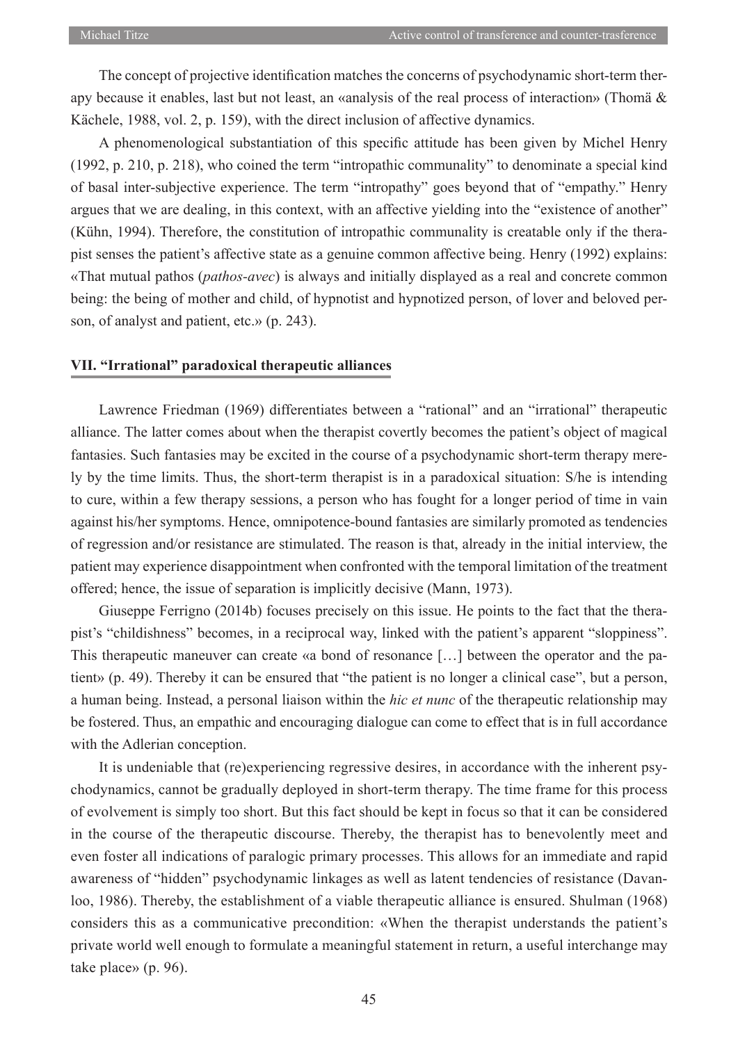The concept of projective identification matches the concerns of psychodynamic short-term therapy because it enables, last but not least, an «analysis of the real process of interaction» (Thomä & Kächele, 1988, vol. 2, p. 159), with the direct inclusion of affective dynamics.

A phenomenological substantiation of this specific attitude has been given by Michel Henry (1992, p. 210, p. 218), who coined the term "intropathic communality" to denominate a special kind of basal inter-subjective experience. The term "intropathy" goes beyond that of "empathy." Henry argues that we are dealing, in this context, with an affective yielding into the "existence of another" (Kühn, 1994). Therefore, the constitution of intropathic communality is creatable only if the therapist senses the patient's affective state as a genuine common affective being. Henry (1992) explains: «That mutual pathos (*pathos-avec*) is always and initially displayed as a real and concrete common being: the being of mother and child, of hypnotist and hypnotized person, of lover and beloved person, of analyst and patient, etc.» (p. 243).

## VII. "Irrational" paradoxical therapeutic alliances

Lawrence Friedman (1969) differentiates between a "rational" and an "irrational" therapeutic alliance. The latter comes about when the therapist covertly becomes the patient's object of magical fantasies. Such fantasies may be excited in the course of a psychodynamic short-term therapy merely by the time limits. Thus, the short-term therapist is in a paradoxical situation: S/he is intending to cure, within a few therapy sessions, a person who has fought for a longer period of time in vain against his/her symptoms. Hence, omnipotence-bound fantasies are similarly promoted as tendencies of regression and/or resistance are stimulated. The reason is that, already in the initial interview, the patient may experience disappointment when confronted with the temporal limitation of the treatment offered; hence, the issue of separation is implicitly decisive (Mann, 1973).

Giuseppe Ferrigno (2014b) focuses precisely on this issue. He points to the fact that the therapist's "childishness" becomes, in a reciprocal way, linked with the patient's apparent "sloppiness". This therapeutic maneuver can create «a bond of resonance […] between the operator and the patient» (p. 49). Thereby it can be ensured that "the patient is no longer a clinical case", but a person, a human being. Instead, a personal liaison within the *hic et nunc* of the therapeutic relationship may be fostered. Thus, an empathic and encouraging dialogue can come to effect that is in full accordance with the Adlerian conception.

It is undeniable that (re)experiencing regressive desires, in accordance with the inherent psychodynamics, cannot be gradually deployed in short-term therapy. The time frame for this process of evolvement is simply too short. But this fact should be kept in focus so that it can be considered in the course of the therapeutic discourse. Thereby, the therapist has to benevolently meet and even foster all indications of paralogic primary processes. This allows for an immediate and rapid awareness of "hidden" psychodynamic linkages as well as latent tendencies of resistance (Davanloo, 1986). Thereby, the establishment of a viable therapeutic alliance is ensured. Shulman (1968) considers this as a communicative precondition: «When the therapist understands the patient's private world well enough to formulate a meaningful statement in return, a useful interchange may take place» (p. 96).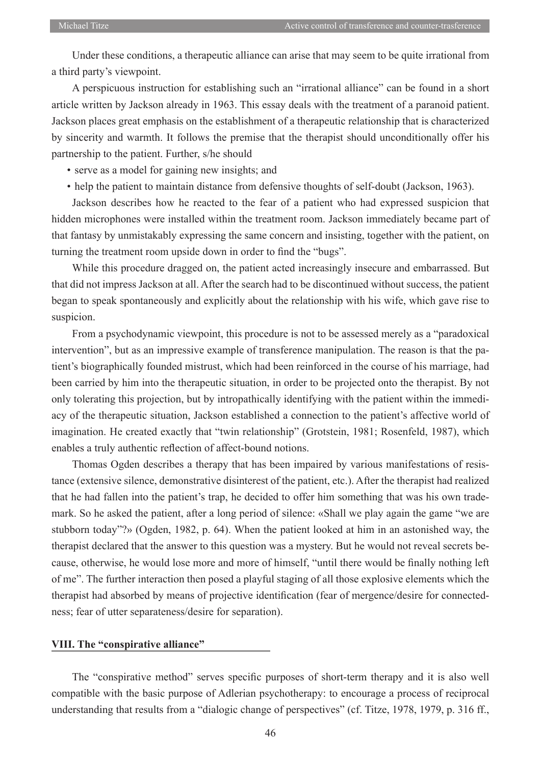Under these conditions, a therapeutic alliance can arise that may seem to be quite irrational from a third party's viewpoint.

A perspicuous instruction for establishing such an "irrational alliance" can be found in a short article written by Jackson already in 1963. This essay deals with the treatment of a paranoid patient. Jackson places great emphasis on the establishment of a therapeutic relationship that is characterized by sincerity and warmth. It follows the premise that the therapist should unconditionally offer his partnership to the patient. Further, s/he should

- serve as a model for gaining new insights; and
- help the patient to maintain distance from defensive thoughts of self-doubt (Jackson, 1963).

Jackson describes how he reacted to the fear of a patient who had expressed suspicion that hidden microphones were installed within the treatment room. Jackson immediately became part of that fantasy by unmistakably expressing the same concern and insisting, together with the patient, on turning the treatment room upside down in order to find the "bugs".

While this procedure dragged on, the patient acted increasingly insecure and embarrassed. But that did not impress Jackson at all. After the search had to be discontinued without success, the patient began to speak spontaneously and explicitly about the relationship with his wife, which gave rise to suspicion.

From a psychodynamic viewpoint, this procedure is not to be assessed merely as a "paradoxical intervention", but as an impressive example of transference manipulation. The reason is that the patient's biographically founded mistrust, which had been reinforced in the course of his marriage, had been carried by him into the therapeutic situation, in order to be projected onto the therapist. By not only tolerating this projection, but by intropathically identifying with the patient within the immediacy of the therapeutic situation, Jackson established a connection to the patient's affective world of imagination. He created exactly that "twin relationship" (Grotstein, 1981; Rosenfeld, 1987), which enables a truly authentic reflection of affect-bound notions.

Thomas Ogden describes a therapy that has been impaired by various manifestations of resistance (extensive silence, demonstrative disinterest of the patient, etc.). After the therapist had realized that he had fallen into the patient's trap, he decided to offer him something that was his own trademark. So he asked the patient, after a long period of silence: «Shall we play again the game "we are stubborn today"?» (Ogden, 1982, p. 64). When the patient looked at him in an astonished way, the therapist declared that the answer to this question was a mystery. But he would not reveal secrets because, otherwise, he would lose more and more of himself, "until there would be finally nothing left of me". The further interaction then posed a playful staging of all those explosive elements which the therapist had absorbed by means of projective identification (fear of mergence/desire for connectedness; fear of utter separateness/desire for separation).

## VIII. The "conspirative alliance"

The "conspirative method" serves specific purposes of short-term therapy and it is also well compatible with the basic purpose of Adlerian psychotherapy: to encourage a process of reciprocal understanding that results from a "dialogic change of perspectives" (cf. Titze, 1978, 1979, p. 316 ff.,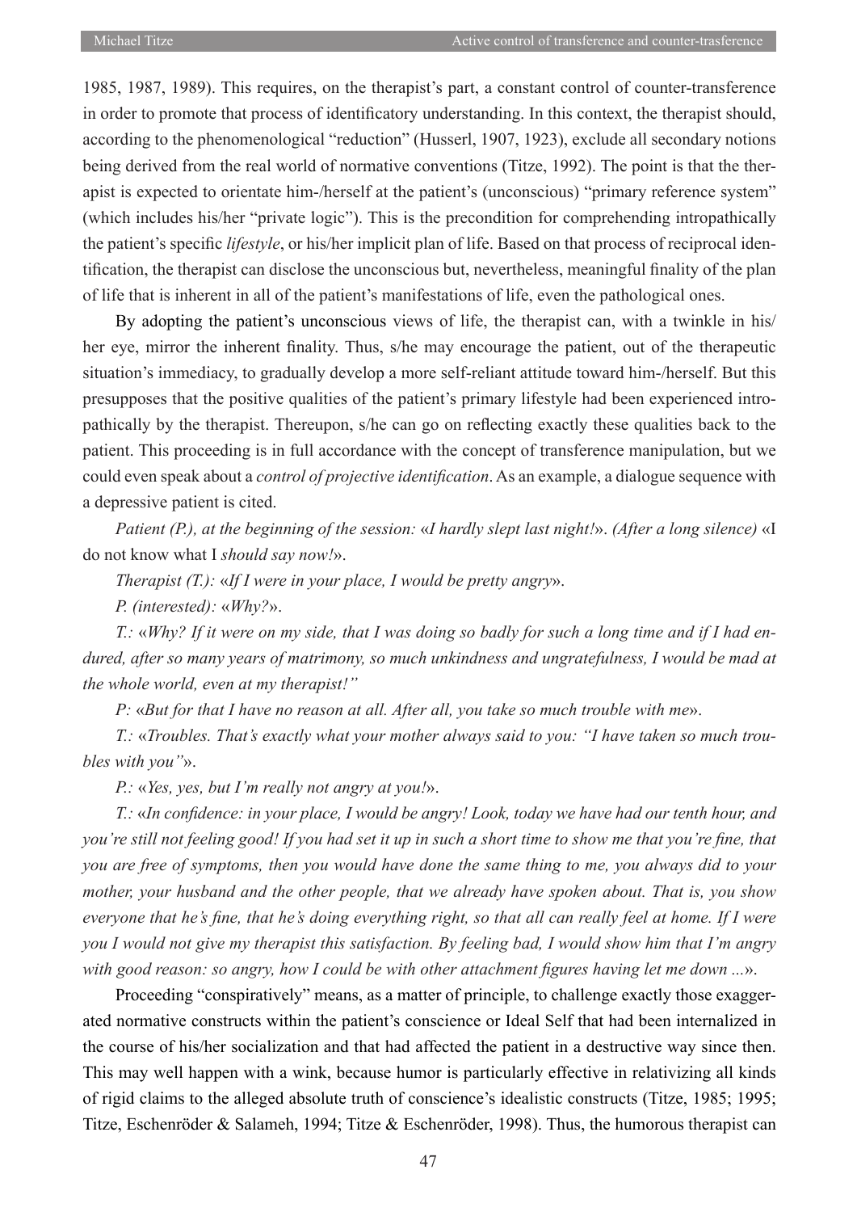1985, 1987, 1989). This requires, on the therapist's part, a constant control of counter-transference in order to promote that process of identificatory understanding. In this context, the therapist should, according to the phenomenological "reduction" (Husserl, 1907, 1923), exclude all secondary notions being derived from the real world of normative conventions (Titze, 1992). The point is that the therapist is expected to orientate him-/herself at the patient's (unconscious) "primary reference system" (which includes his/her "private logic"). This is the precondition for comprehending intropathically the patient's specific *lifestyle*, or his/her implicit plan of life. Based on that process of reciprocal identification, the therapist can disclose the unconscious but, nevertheless, meaningful finality of the plan of life that is inherent in all of the patient's manifestations of life, even the pathological ones.

By adopting the patient's unconscious views of life, the therapist can, with a twinkle in his/her eye, mirror the inherent finality. Thus, s/he may encourage the patient, out of the therapeutic situation's immediacy, to gradually develop a more self-reliant attitude toward him-/herself. But this presupposes that the positive qualities of the patient's primary lifestyle had been experienced intropathically by the therapist. Thereupon, s/he can go on reflecting exactly these qualities back to the patient. This proceeding is in full accordance with the concept of transference manipulation, but we could even speak about a *control of projective identification*. As an example, a dialogue sequence with a depressive patient is cited.

*Patient (P.), at the beginning of the session:* «*I hardly slept last night!*». *(After a long silence)* «I do not know what I *should say now!*».

*Therapist (T.):* «*If I were in your place, I would be pretty angry*».

*P. (interested):* «*Why?*».

*T.:* «*Why? If it were on my side, that I was doing so badly for such a long time and if I had endured, after so many years of matrimony, so much unkindness and ungratefulness, I would be mad at the whole world, even at my therapist!"*

*P:* «*But for that I have no reason at all. After all, you take so much trouble with me*».

*T.:* «*Troubles. That's exactly what your mother always said to you: "I have taken so much troubles with you"*».

*P.:* «*Yes, yes, but I'm really not angry at you!*».

*T.:* «*In confidence: in your place, I would be angry! Look, today we have had our tenth hour, and you're still not feeling good! If you had set it up in such a short time to show me that you're fine, that you are free of symptoms, then you would have done the same thing to me, you always did to your mother, your husband and the other people, that we already have spoken about. That is, you show everyone that he's fine, that he's doing everything right, so that all can really feel at home. If I were you I would not give my therapist this satisfaction. By feeling bad, I would show him that I'm angry with good reason: so angry, how I could be with other attachment figures having let me down ...*».

Proceeding "conspiratively" means, as a matter of principle, to challenge exactly those exaggerated normative constructs within the patient's conscience or Ideal Self that had been internalized in the course of his/her socialization and that had affected the patient in a destructive way since then. This may well happen with a wink, because humor is particularly effective in relativizing all kinds of rigid claims to the alleged absolute truth of conscience's idealistic constructs (Titze, 1985; 1995; Titze, Eschenröder & Salameh, 1994; Titze & Eschenröder, 1998). Thus, the humorous therapist can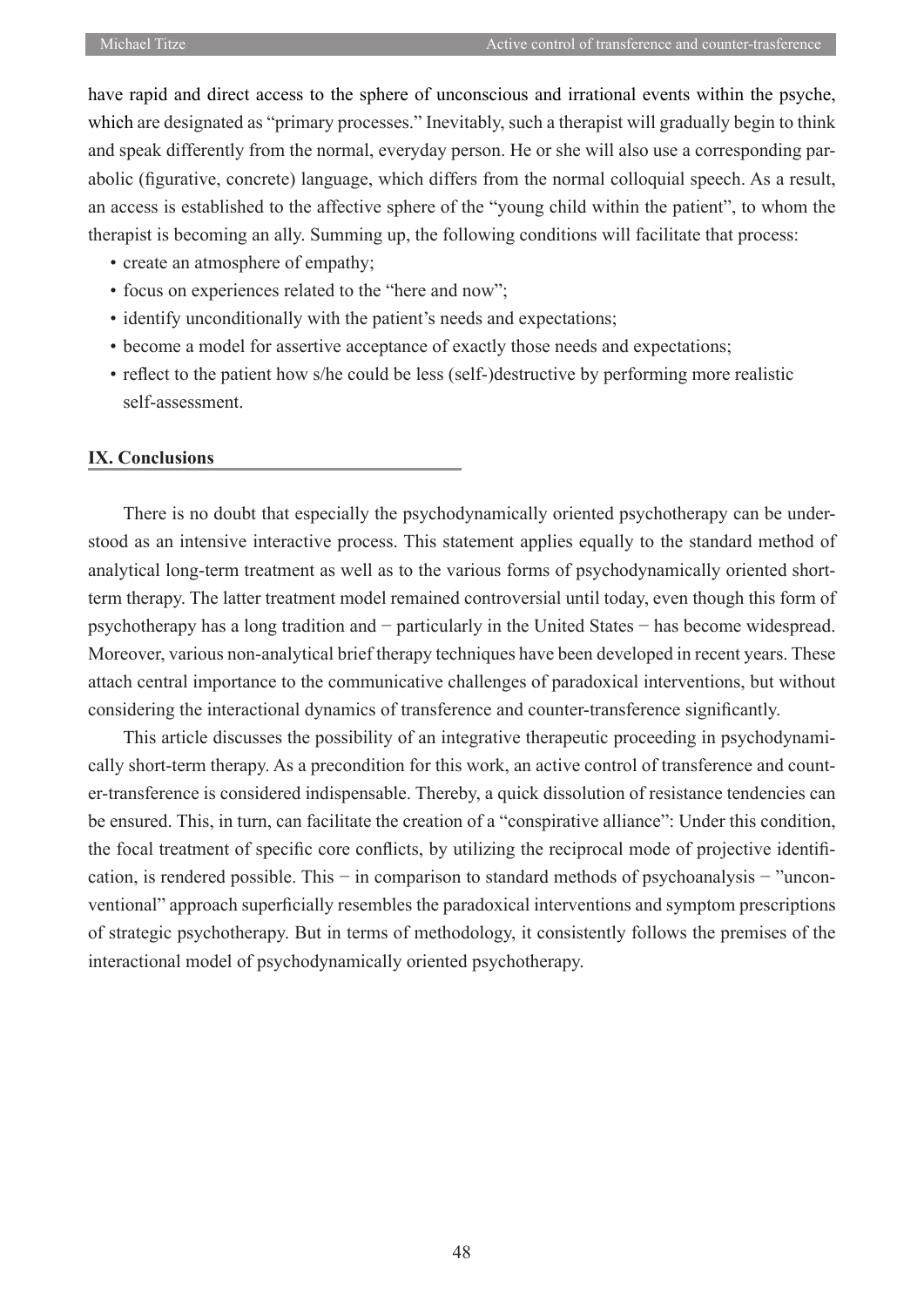have rapid and direct access to the sphere of unconscious and irrational events within the psyche, which are designated as "primary processes." Inevitably, such a therapist will gradually begin to think and speak differently from the normal, everyday person. He or she will also use a corresponding parabolic (figurative, concrete) language, which differs from the normal colloquial speech. As a result, an access is established to the affective sphere of the "young child within the patient", to whom the therapist is becoming an ally. Summing up, the following conditions will facilitate that process:

- create an atmosphere of empathy;
- focus on experiences related to the "here and now";
- identify unconditionally with the patient's needs and expectations;
- become a model for assertive acceptance of exactly those needs and expectations;
- reflect to the patient how s/he could be less (self-)destructive by performing more realistic self-assessment.

## IX. Conclusions

There is no doubt that especially the psychodynamically oriented psychotherapy can be understood as an intensive interactive process. This statement applies equally to the standard method of analytical long-term treatment as well as to the various forms of psychodynamically oriented short-term therapy. The latter treatment model remained controversial until today, even though this form of psychotherapy has a long tradition and − particularly in the United States − has become widespread. Moreover, various non-analytical brief therapy techniques have been developed in recent years. These attach central importance to the communicative challenges of paradoxical interventions, but without considering the interactional dynamics of transference and counter-transference significantly.

This article discusses the possibility of an integrative therapeutic proceeding in psychodynamically short-term therapy. As a precondition for this work, an active control of transference and counter-transference is considered indispensable. Thereby, a quick dissolution of resistance tendencies can be ensured. This, in turn, can facilitate the creation of a "conspirative alliance": Under this condition, the focal treatment of specific core conflicts, by utilizing the reciprocal mode of projective identification, is rendered possible. This − in comparison to standard methods of psychoanalysis − "unconventional" approach superficially resembles the paradoxical interventions and symptom prescriptions of strategic psychotherapy. But in terms of methodology, it consistently follows the premises of the interactional model of psychodynamically oriented psychotherapy.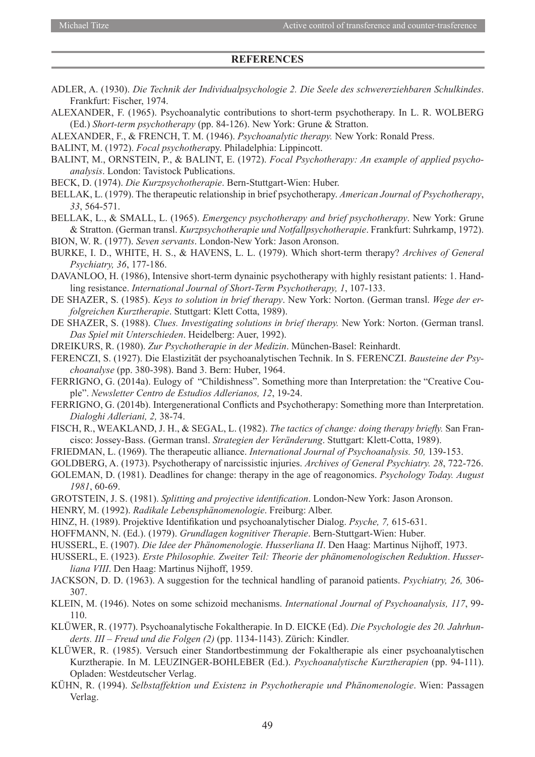## REFERENCES

ADLER, A. (1930). *Die Technik der Individualpsychologie 2. Die Seele des schwererziehbaren Schulkindes*. Frankfurt: Fischer, 1974.

ALEXANDER, F. (1965). Psychoanalytic contributions to short-term psychotherapy. In L. R. WOLBERG (Ed.) *Short-term psychotherapy* (pp. 84-126). New York: Grune & Stratton.

ALEXANDER, F., & FRENCH, T. M. (1946). *Psychoanalytic therapy.* New York: Ronald Press.

BALINT, M. (1972). *Focal psychothera*py. Philadelphia: Lippincott.

BALINT, M., ORNSTEIN, P., & BALINT, E. (1972). *Focal Psychotherapy: An example of applied psychoanalysis*. London: Tavistock Publications.

BECK, D. (1974). *Die Kurzpsychotherapie*. Bern-Stuttgart-Wien: Huber.

BELLAK, L. (1979). The therapeutic relationship in brief psychotherapy. *American Journal of Psychotherapy*, *33*, 564-571.

BELLAK, L., & SMALL, L. (1965). *Emergency psychotherapy and brief psychotherapy*. New York: Grune & Stratton. (German transl. *Kurzpsychotherapie und Notfallpsychotherapie*. Frankfurt: Suhrkamp, 1972).

BION, W. R. (1977). *Seven servants*. London-New York: Jason Aronson.

BURKE, I. D., WHITE, H. S., & HAVENS, L. L. (1979). Which short-term therapy? *Archives of General Psychiatry, 36*, 177-186.

DAVANLOO, H. (1986), Intensive short-term dynainic psychotherapy with highly resistant patients: 1. Handling resistance. *International Journal of Short-Term Psychotherapy, 1*, 107-133.

DE SHAZER, S. (1985). *Keys to solution in brief therapy*. New York: Norton. (German transl. *Wege der erfolgreichen Kurztherapie*. Stuttgart: Klett Cotta, 1989).

DE SHAZER, S. (1988). *Clues. Investigating solutions in brief therapy.* New York: Norton. (German transl. *Das Spiel mit Unterschieden*. Heidelberg: Auer, 1992).

DREIKURS, R. (1980). *Zur Psychotherapie in der Medizin*. München-Basel: Reinhardt.

FERENCZI, S. (1927). Die Elastizität der psychoanalytischen Technik. In S. FERENCZI. *Bausteine der Psychoanalyse* (pp. 380-398). Band 3. Bern: Huber, 1964.

FERRIGNO, G. (2014a). Eulogy of "Childishness". Something more than Interpretation: the "Creative Couple". *Newsletter Centro de Estudios Adlerianos, 12*, 19-24.

FERRIGNO, G. (2014b). Intergenerational Conflicts and Psychotherapy: Something more than Interpretation. *Dialoghi Adleriani, 2,* 38-74.

FISCH, R., WEAKLAND, J. H., & SEGAL, L. (1982). *The tactics of change: doing therapy briefly.* San Francisco: Jossey-Bass. (German transl. *Strategien der Veränderung*. Stuttgart: Klett-Cotta, 1989).

FRIEDMAN, L. (1969). The therapeutic alliance. *International Journal of Psychoanalysis. 50,* 139-153.

GOLDBERG, A. (1973). Psychotherapy of narcissistic injuries. *Archives of General Psychiatry. 28*, 722-726.

GOLEMAN, D. (1981). Deadlines for change: therapy in the age of reagonomics. *Psychology Today. August 1981*, 60-69.

GROTSTEIN, J. S. (1981). *Splitting and projective identification*. London-New York: Jason Aronson.

HENRY, M. (1992). *Radikale Lebensphänomenologie*. Freiburg: Alber.

HINZ, H. (1989). Projektive Identifikation und psychoanalytischer Dialog. *Psyche, 7,* 615-631.

HOFFMANN, N. (Ed.). (1979). *Grundlagen kognitiver Therapie*. Bern-Stuttgart-Wien: Huber.

HUSSERL, E. (1907). *Die Idee der Phänomenologie. Husserliana II*. Den Haag: Martinus Nijhoff, 1973.

HUSSERL, E. (1923). *Erste Philosophie. Zweiter Teil: Theorie der phänomenologischen Reduktion*. *Husserliana VIII*. Den Haag: Martinus Nijhoff, 1959.

JACKSON, D. D. (1963). A suggestion for the technical handling of paranoid patients. *Psychiatry, 26,* 306-307.

KLEIN, M. (1946). Notes on some schizoid mechanisms. *International Journal of Psychoanalysis, 117*, 99-110.

KLÜWER, R. (1977). Psychoanalytische Fokaltherapie. In D. EICKE (Ed). *Die Psychologie des 20. Jahrhunderts. III – Freud und die Folgen (2)* (pp. 1134-1143). Zürich: Kindler.

KLÜWER, R. (1985). Versuch einer Standortbestimmung der Fokaltherapie als einer psychoanalytischen Kurztherapie. In M. LEUZINGER-BOHLEBER (Ed.). *Psychoanalytische Kurztherapien* (pp. 94-111). Opladen: Westdeutscher Verlag.

KÜHN, R. (1994). *Selbstaffektion und Existenz in Psychotherapie und Phänomenologie*. Wien: Passagen Verlag.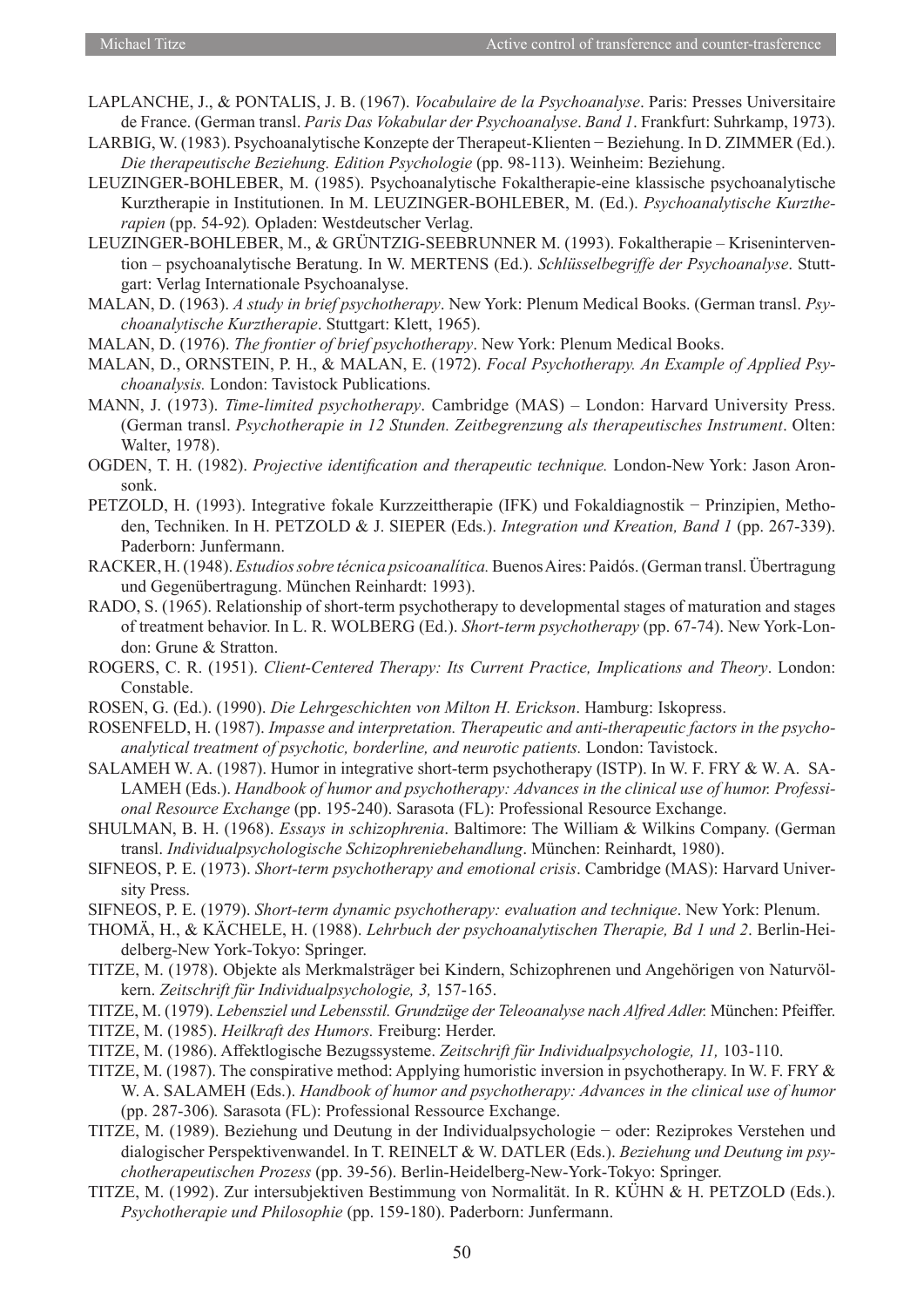LAPLANCHE, J., & PONTALIS, J. B. (1967). *Vocabulaire de la Psychoanalyse*. Paris: Presses Universitaire de France. (German transl. *Paris Das Vokabular der Psychoanalyse*. *Band 1*. Frankfurt: Suhrkamp, 1973).

LARBIG, W. (1983). Psychoanalytische Konzepte der Therapeut-Klienten − Beziehung. In D. ZIMMER (Ed.). *Die therapeutische Beziehung. Edition Psychologie* (pp. 98-113). Weinheim: Beziehung.

LEUZINGER-BOHLEBER, M. (1985). Psychoanalytische Fokaltherapie-eine klassische psychoanalytische Kurztherapie in Institutionen. In M. LEUZINGER-BOHLEBER, M. (Ed.). *Psychoanalytische Kurztherapien* (pp. 54-92)*.* Opladen: Westdeutscher Verlag.

LEUZINGER-BOHLEBER, M., & GRÜNTZIG-SEEBRUNNER M. (1993). Fokaltherapie – Krisenintervention – psychoanalytische Beratung. In W. MERTENS (Ed.). *Schlüsselbegriffe der Psychoanalyse*. Stuttgart: Verlag Internationale Psychoanalyse.

MALAN, D. (1963). *A study in brief psychotherapy*. New York: Plenum Medical Books. (German transl. *Psychoanalytische Kurztherapie*. Stuttgart: Klett, 1965).

MALAN, D. (1976). *The frontier of brief psychotherapy*. New York: Plenum Medical Books.

MALAN, D., ORNSTEIN, P. H., & MALAN, E. (1972). *Focal Psychotherapy. An Example of Applied Psychoanalysis.* London: Tavistock Publications.

MANN, J. (1973). *Time-limited psychotherapy*. Cambridge (MAS) – London: Harvard University Press. (German transl. *Psychotherapie in 12 Stunden. Zeitbegrenzung als therapeutisches Instrument*. Olten: Walter, 1978).

OGDEN, T. H. (1982). *Projective identification and therapeutic technique.* London-New York: Jason Aronsonk.

PETZOLD, H. (1993). Integrative fokale Kurzzeittherapie (IFK) und Fokaldiagnostik − Prinzipien, Methoden, Techniken. In H. PETZOLD & J. SIEPER (Eds.). *Integration und Kreation, Band 1* (pp. 267-339). Paderborn: Junfermann.

RACKER, H. (1948). *Estudios sobre técnica psicoanalítica.* Buenos Aires: Paidós. (German transl. Übertragung und Gegenübertragung. München Reinhardt: 1993).

RADO, S. (1965). Relationship of short-term psychotherapy to developmental stages of maturation and stages of treatment behavior. In L. R. WOLBERG (Ed.). *Short-term psychotherapy* (pp. 67-74). New York-London: Grune & Stratton.

ROGERS, C. R. (1951). *Client-Centered Therapy: Its Current Practice, Implications and Theory*. London: Constable.

ROSEN, G. (Ed.). (1990). *Die Lehrgeschichten von Milton H. Erickson*. Hamburg: Iskopress.

ROSENFELD, H. (1987). *Impasse and interpretation. Therapeutic and anti-therapeutic factors in the psychoanalytical treatment of psychotic, borderline, and neurotic patients.* London: Tavistock.

SALAMEH W. A. (1987). Humor in integrative short-term psychotherapy (ISTP). In W. F. FRY & W. A. SALAMEH (Eds.). *Handbook of humor and psychotherapy: Advances in the clinical use of humor. Professional Resource Exchange* (pp. 195-240). Sarasota (FL): Professional Resource Exchange.

SHULMAN, B. H. (1968). *Essays in schizophrenia*. Baltimore: The William & Wilkins Company. (German transl. *Individualpsychologische Schizophreniebehandlung*. München: Reinhardt, 1980).

SIFNEOS, P. E. (1973). *Short-term psychotherapy and emotional crisis*. Cambridge (MAS): Harvard University Press.

SIFNEOS, P. E. (1979). *Short-term dynamic psychotherapy: evaluation and technique*. New York: Plenum.

THOMÄ, H., & KÄCHELE, H. (1988). *Lehrbuch der psychoanalytischen Therapie, Bd 1 und 2*. Berlin-Heidelberg-New York-Tokyo: Springer.

TITZE, M. (1978). Objekte als Merkmalsträger bei Kindern, Schizophrenen und Angehörigen von Naturvölkern. *Zeitschrift für Individualpsychologie, 3,* 157-165.

TITZE, M. (1979). *Lebensziel und Lebensstil. Grundzüge der Teleoanalyse nach Alfred Adler.* München: Pfeiffer.

TITZE, M. (1985). *Heilkraft des Humors.* Freiburg: Herder.

TITZE, M. (1986). Affektlogische Bezugssysteme. *Zeitschrift für Individualpsychologie, 11,* 103-110.

TITZE, M. (1987). The conspirative method: Applying humoristic inversion in psychotherapy. In W. F. FRY & W. A. SALAMEH (Eds.). *Handbook of humor and psychotherapy: Advances in the clinical use of humor* (pp. 287-306)*.* Sarasota (FL): Professional Ressource Exchange.

TITZE, M. (1989). Beziehung und Deutung in der Individualpsychologie − oder: Reziprokes Verstehen und dialogischer Perspektivenwandel. In T. REINELT & W. DATLER (Eds.). *Beziehung und Deutung im psychotherapeutischen Prozess* (pp. 39-56). Berlin-Heidelberg-New-York-Tokyo: Springer.

TITZE, M. (1992). Zur intersubjektiven Bestimmung von Normalität. In R. KÜHN & H. PETZOLD (Eds.). *Psychotherapie und Philosophie* (pp. 159-180). Paderborn: Junfermann.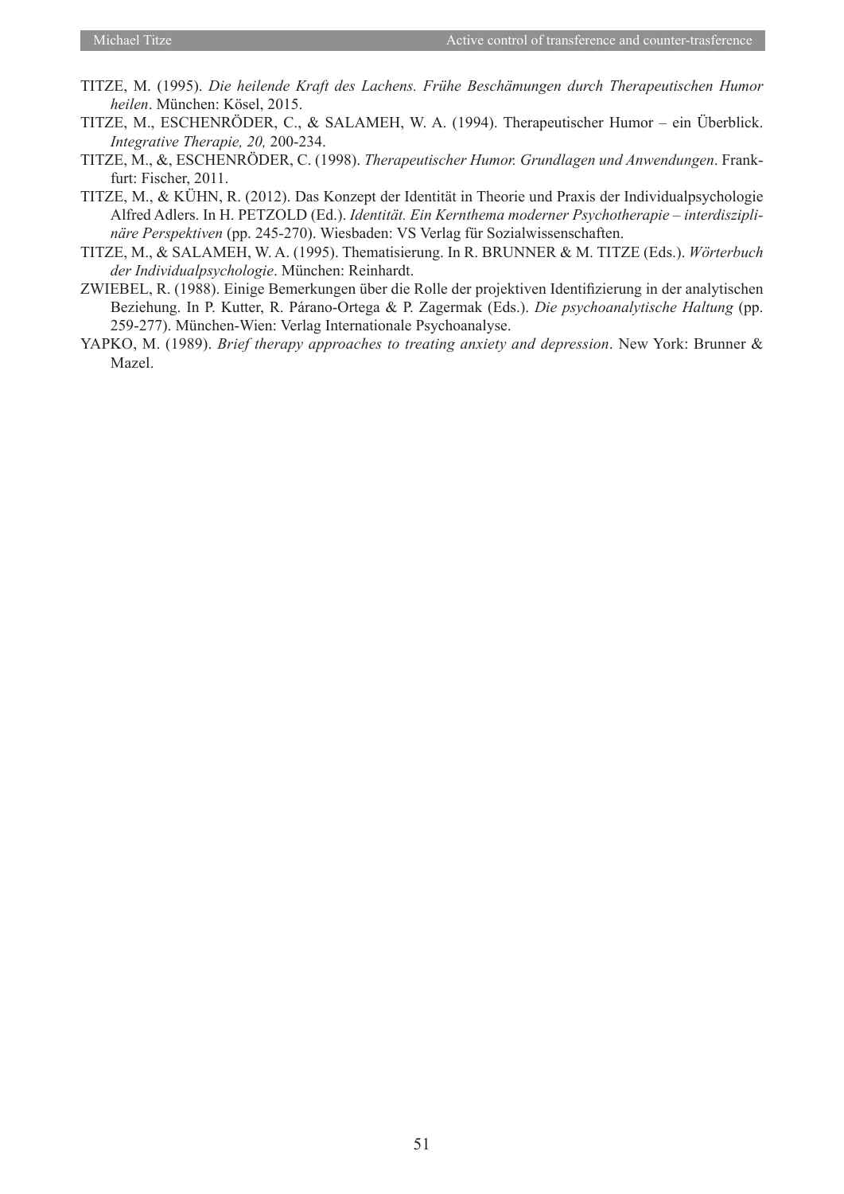TITZE, M. (1995). *Die heilende Kraft des Lachens. Frühe Beschämungen durch Therapeutischen Humor heilen*. München: Kösel, 2015.

TITZE, M., ESCHENRÖDER, C., & SALAMEH, W. A. (1994). Therapeutischer Humor – ein Überblick. *Integrative Therapie, 20,* 200-234.

TITZE, M., &, ESCHENRÖDER, C. (1998). *Therapeutischer Humor. Grundlagen und Anwendungen*. Frankfurt: Fischer, 2011.

TITZE, M., & KÜHN, R. (2012). Das Konzept der Identität in Theorie und Praxis der Individualpsychologie Alfred Adlers. In H. PETZOLD (Ed.). *Identität. Ein Kernthema moderner Psychotherapie – interdisziplinäre Perspektiven* (pp. 245-270). Wiesbaden: VS Verlag für Sozialwissenschaften.

TITZE, M., & SALAMEH, W. A. (1995). Thematisierung. In R. BRUNNER & M. TITZE (Eds.). *Wörterbuch der Individualpsychologie*. München: Reinhardt.

ZWIEBEL, R. (1988). Einige Bemerkungen über die Rolle der projektiven Identifizierung in der analytischen Beziehung. In P. Kutter, R. Párano-Ortega & P. Zagermak (Eds.). *Die psychoanalytische Haltung* (pp. 259-277). München-Wien: Verlag Internationale Psychoanalyse.

YAPKO, M. (1989). *Brief therapy approaches to treating anxiety and depression*. New York: Brunner & Mazel.